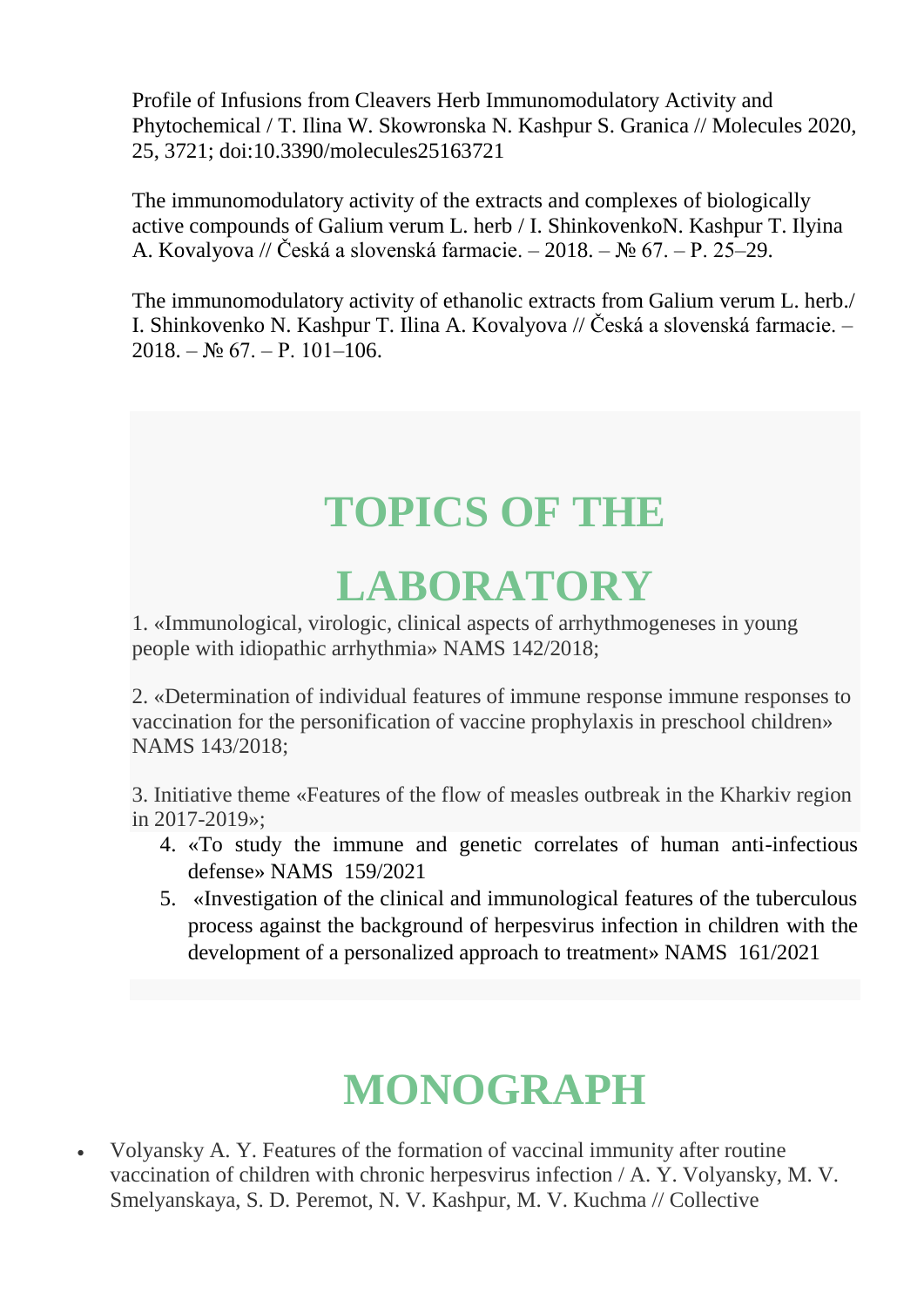Profile of Infusions from Cleavers Herb Immunomodulatory Activity and Phytochemical / T. Ilina W. Skowronska N. Kashpur S. Granica // Molecules 2020, 25, 3721; doi:10.3390/molecules25163721

The immunomodulatory activity of the extracts and complexes of biologically active compounds of Galium verum L. herb / I. ShinkovenkoN. Kashpur T. Ilyina A. Kovalyova // Česká a slovenská farmacie. – 2018. – № 67. – P. 25–29.

The immunomodulatory activity of ethanolic extracts from Galium verum L. herb./ I. Shinkovenko N. Kashpur T. Ilina A. Kovalyova // Česká a slovenská farmacie. – 2018. – № 67. – P. 101–106.

# TOPICS OF THE LABORATORY

1. «Immunological, virologic, clinical aspects of arrhythmogeneses in young people with idiopathic arrhythmia» NAMS 142/2018;

2. «Determination of individual features of immune response immune responses to vaccination for the personification of vaccine prophylaxis in preschool children» NAMS 143/2018;

3. Initiative theme «Features of the flow of measles outbreak in the Kharkiv region in 2017-2019»;

4. «To study the immune and genetic correlates of human anti-infectious defense» NAMS 159/2021
5. «Investigation of the clinical and immunological features of the tuberculous process against the background of herpesvirus infection in children with the development of a personalized approach to treatment» NAMS 161/2021

# MONOGRAPH

- Volyansky A. Y. Features of the formation of vaccinal immunity after routine vaccination of children with chronic herpesvirus infection / A. Y. Volyansky, M. V. Smelyanskaya, S. D. Peremot, N. V. Kashpur, M. V. Kuchma // Collective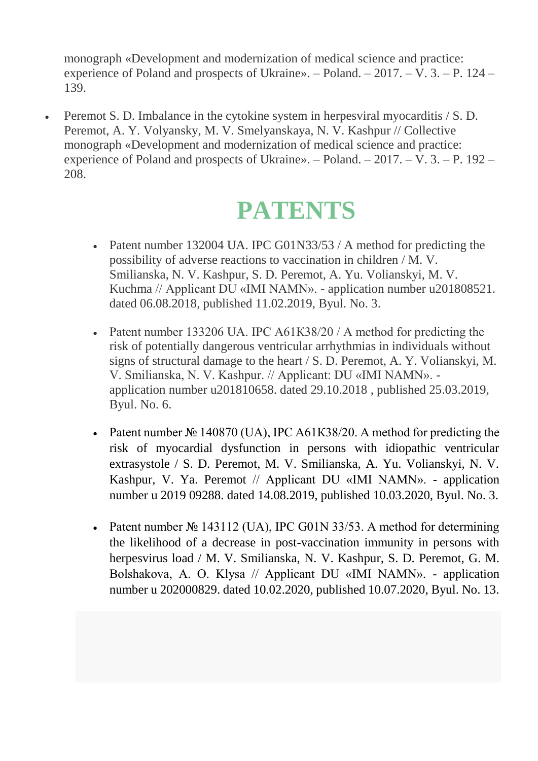monograph «Development and modernization of medical science and practice: experience of Poland and prospects of Ukraine». – Poland. – 2017. – V. 3. – P. 124 – 139.

- Peremot S. D. Imbalance in the cytokine system in herpesviral myocarditis / S. D. Peremot, A. Y. Volyansky, M. V. Smelyanskaya, N. V. Kashpur // Collective monograph «Development and modernization of medical science and practice: experience of Poland and prospects of Ukraine». – Poland. – 2017. – V. 3. – P. 192 – 208.

# PATENTS

- Patent number 132004 UA. IPC G01N33/53 / A method for predicting the possibility of adverse reactions to vaccination in children / M. V. Smilianska, N. V. Kashpur, S. D. Peremot, A. Yu. Volianskyi, M. V. Kuchma // Applicant DU «IMI NAMN». - application number u201808521. dated 06.08.2018, published 11.02.2019, Byul. No. 3.
- Patent number 133206 UA. IPC A61K38/20 / A method for predicting the risk of potentially dangerous ventricular arrhythmias in individuals without signs of structural damage to the heart / S. D. Peremot, A. Y. Volianskyi, M. V. Smilianska, N. V. Kashpur. // Applicant: DU «IMI NAMN». - application number u201810658. dated 29.10.2018 , published 25.03.2019, Byul. No. 6.
- Patent number № 140870 (UA), IPC A61K38/20. A method for predicting the risk of myocardial dysfunction in persons with idiopathic ventricular extrasystole / S. D. Peremot, M. V. Smilianska, A. Yu. Volianskyi, N. V. Kashpur, V. Ya. Peremot // Applicant DU «IMI NAMN». - application number u 2019 09288. dated 14.08.2019, published 10.03.2020, Byul. No. 3.
- Patent number № 143112 (UA), IPC G01N 33/53. A method for determining the likelihood of a decrease in post-vaccination immunity in persons with herpesvirus load / M. V. Smilianska, N. V. Kashpur, S. D. Peremot, G. M. Bolshakova, A. O. Klysa // Applicant DU «IMI NAMN». - application number u 202000829. dated 10.02.2020, published 10.07.2020, Byul. No. 13.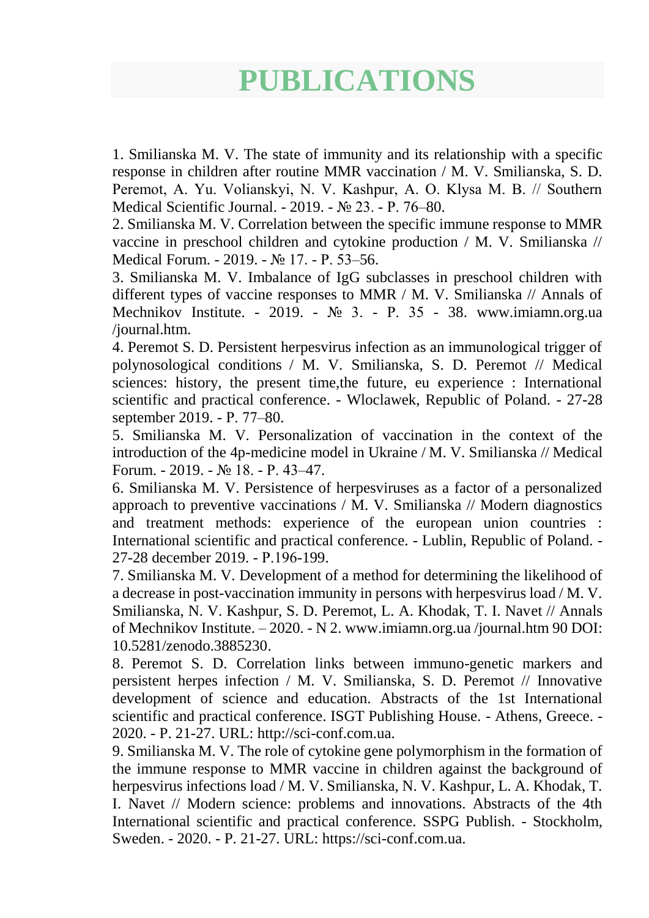# PUBLICATIONS

1. Smilianska M. V. The state of immunity and its relationship with a specific response in children after routine MMR vaccination / M. V. Smilianska, S. D. Peremot, A. Yu. Volianskyi, N. V. Kashpur, A. O. Klysa M. B. // Southern Medical Scientific Journal. - 2019. - № 23. - P. 76–80.

2. Smilianska M. V. Correlation between the specific immune response to MMR vaccine in preschool children and cytokine production / M. V. Smilianska // Medical Forum. - 2019. - № 17. - P. 53–56.

3. Smilianska M. V. Imbalance of IgG subclasses in preschool children with different types of vaccine responses to MMR / M. V. Smilianska // Annals of Mechnikov Institute. - 2019. - № 3. - P. 35 - 38. www.imiamn.org.ua /journal.htm.

4. Peremot S. D. Persistent herpesvirus infection as an immunological trigger of polynosological conditions / M. V. Smilianska, S. D. Peremot // Medical sciences: history, the present time,the future, eu experience : International scientific and practical conference. - Wloclawek, Republic of Poland. - 27-28 september 2019. - P. 77–80.

5. Smilianska M. V. Personalization of vaccination in the context of the introduction of the 4p-medicine model in Ukraine / M. V. Smilianska // Medical Forum. - 2019. - № 18. - P. 43–47.

6. Smilianska M. V. Persistence of herpesviruses as a factor of a personalized approach to preventive vaccinations / M. V. Smilianska // Modern diagnostics and treatment methods: experience of the european union countries : International scientific and practical conference. - Lublin, Republic of Poland. - 27-28 december 2019. - P.196-199.

7. Smilianska M. V. Development of a method for determining the likelihood of a decrease in post-vaccination immunity in persons with herpesvirus load / M. V. Smilianska, N. V. Kashpur, S. D. Peremot, L. A. Khodak, T. I. Navet // Annals of Mechnikov Institute. – 2020. - N 2. www.imiamn.org.ua /journal.htm 90 DOI: 10.5281/zenodo.3885230.

8. Peremot S. D. Correlation links between immuno-genetic markers and persistent herpes infection / M. V. Smilianska, S. D. Peremot // Innovative development of science and education. Abstracts of the 1st International scientific and practical conference. ISGT Publishing House. - Athens, Greece. - 2020. - P. 21-27. URL: http://sci-conf.com.ua.

9. Smilianska M. V. The role of cytokine gene polymorphism in the formation of the immune response to MMR vaccine in children against the background of herpesvirus infections load / M. V. Smilianska, N. V. Kashpur, L. A. Khodak, T. I. Navet // Modern science: problems and innovations. Abstracts of the 4th International scientific and practical conference. SSPG Publish. - Stockholm, Sweden. - 2020. - P. 21-27. URL: https://sci-conf.com.ua.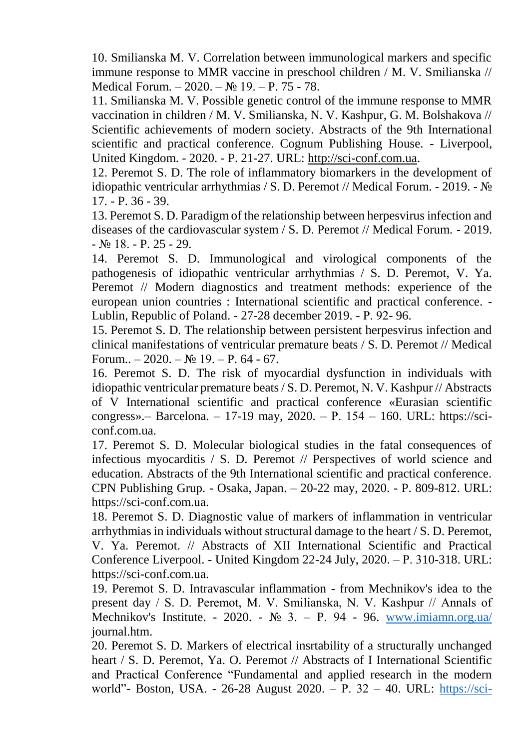10. Smilianska M. V. Correlation between immunological markers and specific immune response to MMR vaccine in preschool children / M. V. Smilianska // Medical Forum. – 2020. – № 19. – P. 75 - 78.

11. Smilianska M. V. Possible genetic control of the immune response to MMR vaccination in children / M. V. Smilianska, N. V. Kashpur, G. M. Bolshakova // Scientific achievements of modern society. Abstracts of the 9th International scientific and practical conference. Cognum Publishing House. - Liverpool, United Kingdom. - 2020. - P. 21-27. URL: http://sci-conf.com.ua.

12. Peremot S. D. The role of inflammatory biomarkers in the development of idiopathic ventricular arrhythmias / S. D. Peremot // Medical Forum. - 2019. - № 17. - P. 36 - 39.

13. Peremot S. D. Paradigm of the relationship between herpesvirus infection and diseases of the cardiovascular system / S. D. Peremot // Medical Forum. - 2019. - № 18. - P. 25 - 29.

14. Peremot S. D. Immunological and virological components of the pathogenesis of idiopathic ventricular arrhythmias / S. D. Peremot, V. Ya. Peremot // Modern diagnostics and treatment methods: experience of the european union countries : International scientific and practical conference. - Lublin, Republic of Poland. - 27-28 december 2019. - P. 92- 96.

15. Peremot S. D. The relationship between persistent herpesvirus infection and clinical manifestations of ventricular premature beats / S. D. Peremot // Medical Forum.. – 2020. – № 19. – P. 64 - 67.

16. Peremot S. D. The risk of myocardial dysfunction in individuals with idiopathic ventricular premature beats / S. D. Peremot, N. V. Kashpur // Abstracts of V International scientific and practical conference «Eurasian scientific congress».– Barcelona. – 17-19 may, 2020. – P. 154 – 160. URL: https://sci-conf.com.ua.

17. Peremot S. D. Molecular biological studies in the fatal consequences of infectious myocarditis / S. D. Peremot // Perspectives of world science and education. Abstracts of the 9th International scientific and practical conference. CPN Publishing Grup. - Osaka, Japan. – 20-22 may, 2020. - P. 809-812. URL: https://sci-conf.com.ua.

18. Peremot S. D. Diagnostic value of markers of inflammation in ventricular arrhythmias in individuals without structural damage to the heart / S. D. Peremot, V. Ya. Peremot. // Abstracts of XII International Scientific and Practical Conference Liverpool. - United Kingdom 22-24 July, 2020. – P. 310-318. URL: https://sci-conf.com.ua.

19. Peremot S. D. Intravascular inflammation - from Mechnikov's idea to the present day / S. D. Peremot, M. V. Smilianska, N. V. Kashpur // Annals of Mechnikov's Institute. - 2020. - № 3. – P. 94 - 96. www.imiamn.org.ua/journal.htm.

20. Peremot S. D. Markers of electrical insrtability of a structurally unchanged heart / S. D. Peremot, Ya. O. Peremot // Abstracts of I International Scientific and Practical Conference "Fundamental and applied research in the modern world"- Boston, USA. - 26-28 August 2020. – P. 32 – 40. URL: https://sci-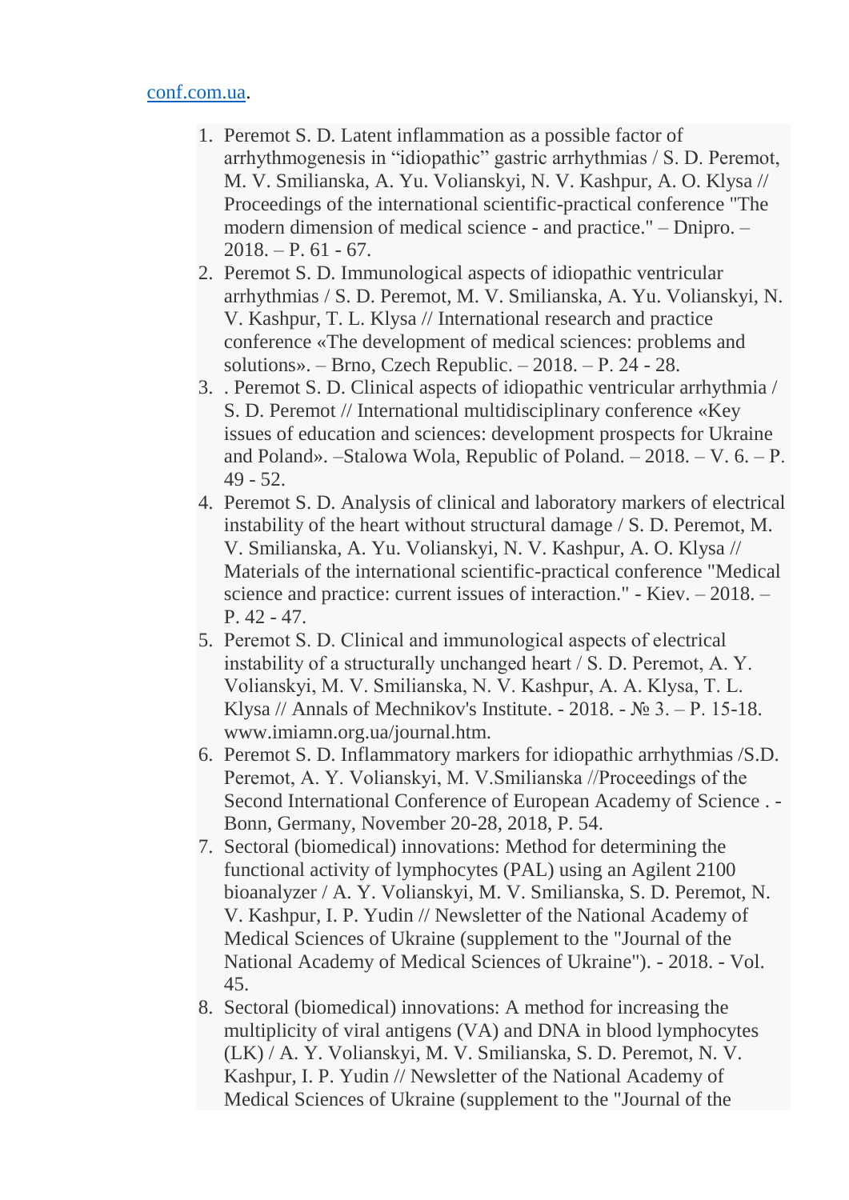conf.com.ua.

1. Peremot S. D. Latent inflammation as a possible factor of arrhythmogenesis in “idiopathic” gastric arrhythmias / S. D. Peremot, M. V. Smilianska, A. Yu. Volianskyi, N. V. Kashpur, A. O. Klysa // Proceedings of the international scientific-practical conference "The modern dimension of medical science - and practice." – Dnipro. – 2018. – P. 61 - 67.
2. Peremot S. D. Immunological aspects of idiopathic ventricular arrhythmias / S. D. Peremot, M. V. Smilianska, A. Yu. Volianskyi, N. V. Kashpur, T. L. Klysa // International research and practice conference «The development of medical sciences: problems and solutions». – Brno, Czech Republic. – 2018. – P. 24 - 28.
3. . Peremot S. D. Clinical aspects of idiopathic ventricular arrhythmia / S. D. Peremot // International multidisciplinary conference «Key issues of education and sciences: development prospects for Ukraine and Poland». –Stalowa Wola, Republic of Poland. – 2018. – V. 6. – P. 49 - 52.
4. Peremot S. D. Analysis of clinical and laboratory markers of electrical instability of the heart without structural damage / S. D. Peremot, M. V. Smilianska, A. Yu. Volianskyi, N. V. Kashpur, A. O. Klysa // Materials of the international scientific-practical conference "Medical science and practice: current issues of interaction." - Kiev. – 2018. – P. 42 - 47.
5. Peremot S. D. Clinical and immunological aspects of electrical instability of a structurally unchanged heart / S. D. Peremot, A. Y. Volianskyi, M. V. Smilianska, N. V. Kashpur, A. A. Klysa, T. L. Klysa // Annals of Mechnikov's Institute. - 2018. - № 3. – P. 15-18. www.imiamn.org.ua/journal.htm.
6. Peremot S. D. Inflammatory markers for idiopathic arrhythmias /S.D. Peremot, A. Y. Volianskyi, M. V.Smilianska //Proceedings of the Second International Conference of European Academy of Science . - Bonn, Germany, November 20-28, 2018, P. 54.
7. Sectoral (biomedical) innovations: Method for determining the functional activity of lymphocytes (PAL) using an Agilent 2100 bioanalyzer / A. Y. Volianskyi, M. V. Smilianska, S. D. Peremot, N. V. Kashpur, I. P. Yudin // Newsletter of the National Academy of Medical Sciences of Ukraine (supplement to the "Journal of the National Academy of Medical Sciences of Ukraine"). - 2018. - Vol. 45.
8. Sectoral (biomedical) innovations: A method for increasing the multiplicity of viral antigens (VA) and DNA in blood lymphocytes (LK) / A. Y. Volianskyi, M. V. Smilianska, S. D. Peremot, N. V. Kashpur, I. P. Yudin // Newsletter of the National Academy of Medical Sciences of Ukraine (supplement to the "Journal of the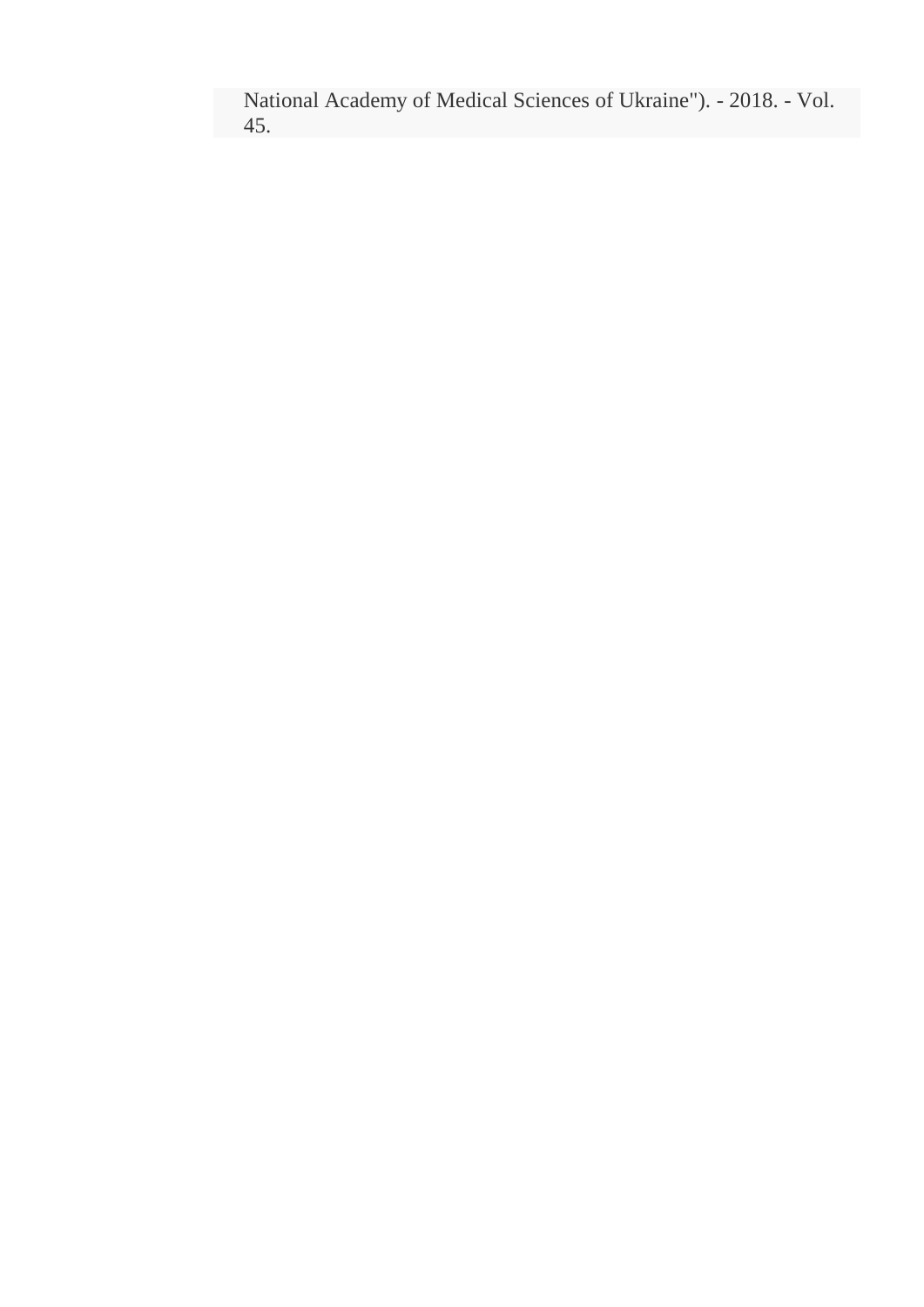National Academy of Medical Sciences of Ukraine"). - 2018. - Vol. 45.